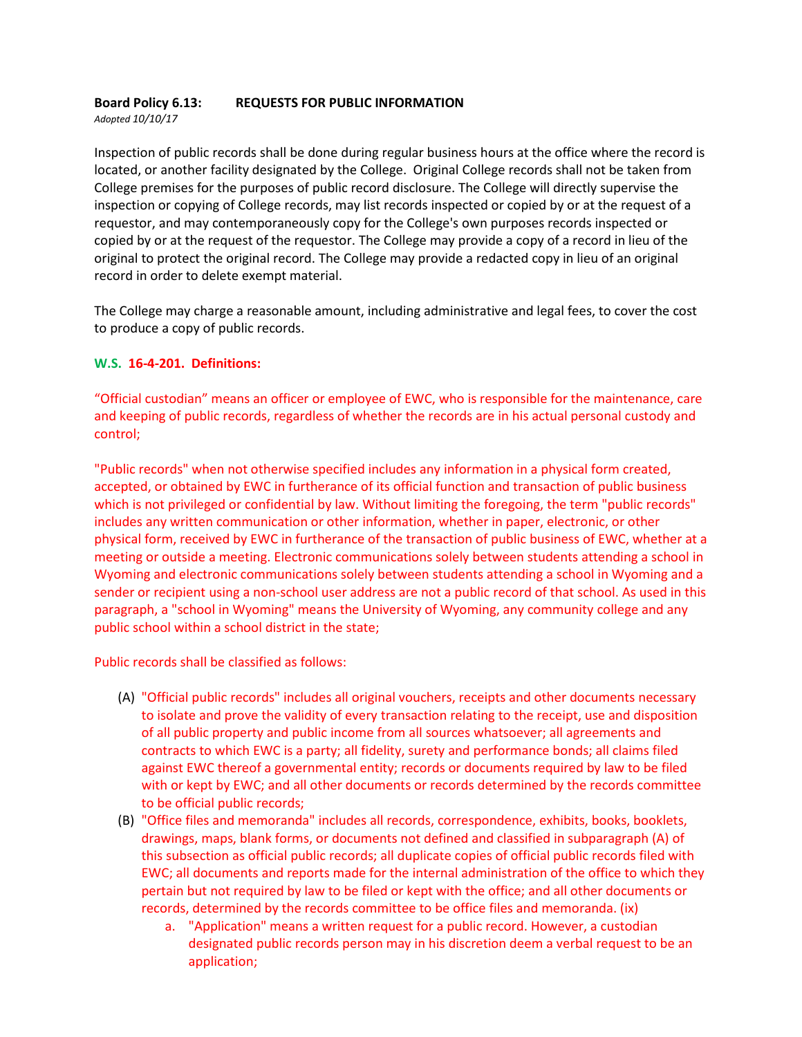**Board Policy 6.13: REQUESTS FOR PUBLIC INFORMATION**

*Adopted 10/10/17*

Inspection of public records shall be done during regular business hours at the office where the record is located, or another facility designated by the College. Original College records shall not be taken from College premises for the purposes of public record disclosure. The College will directly supervise the inspection or copying of College records, may list records inspected or copied by or at the request of a requestor, and may contemporaneously copy for the College's own purposes records inspected or copied by or at the request of the requestor. The College may provide a copy of a record in lieu of the original to protect the original record. The College may provide a redacted copy in lieu of an original record in order to delete exempt material.

The College may charge a reasonable amount, including administrative and legal fees, to cover the cost to produce a copy of public records.

**W.S. 16-4-201. Definitions:**

"Official custodian" means an officer or employee of EWC, who is responsible for the maintenance, care and keeping of public records, regardless of whether the records are in his actual personal custody and control;

"Public records" when not otherwise specified includes any information in a physical form created, accepted, or obtained by EWC in furtherance of its official function and transaction of public business which is not privileged or confidential by law. Without limiting the foregoing, the term "public records" includes any written communication or other information, whether in paper, electronic, or other physical form, received by EWC in furtherance of the transaction of public business of EWC, whether at a meeting or outside a meeting. Electronic communications solely between students attending a school in Wyoming and electronic communications solely between students attending a school in Wyoming and a sender or recipient using a non-school user address are not a public record of that school. As used in this paragraph, a "school in Wyoming" means the University of Wyoming, any community college and any public school within a school district in the state;

Public records shall be classified as follows:

(A) "Official public records" includes all original vouchers, receipts and other documents necessary to isolate and prove the validity of every transaction relating to the receipt, use and disposition of all public property and public income from all sources whatsoever; all agreements and contracts to which EWC is a party; all fidelity, surety and performance bonds; all claims filed against EWC thereof a governmental entity; records or documents required by law to be filed with or kept by EWC; and all other documents or records determined by the records committee to be official public records;

(B) "Office files and memoranda" includes all records, correspondence, exhibits, books, booklets, drawings, maps, blank forms, or documents not defined and classified in subparagraph (A) of this subsection as official public records; all duplicate copies of official public records filed with EWC; all documents and reports made for the internal administration of the office to which they pertain but not required by law to be filed or kept with the office; and all other documents or records, determined by the records committee to be office files and memoranda. (ix)

   a. "Application" means a written request for a public record. However, a custodian designated public records person may in his discretion deem a verbal request to be an application;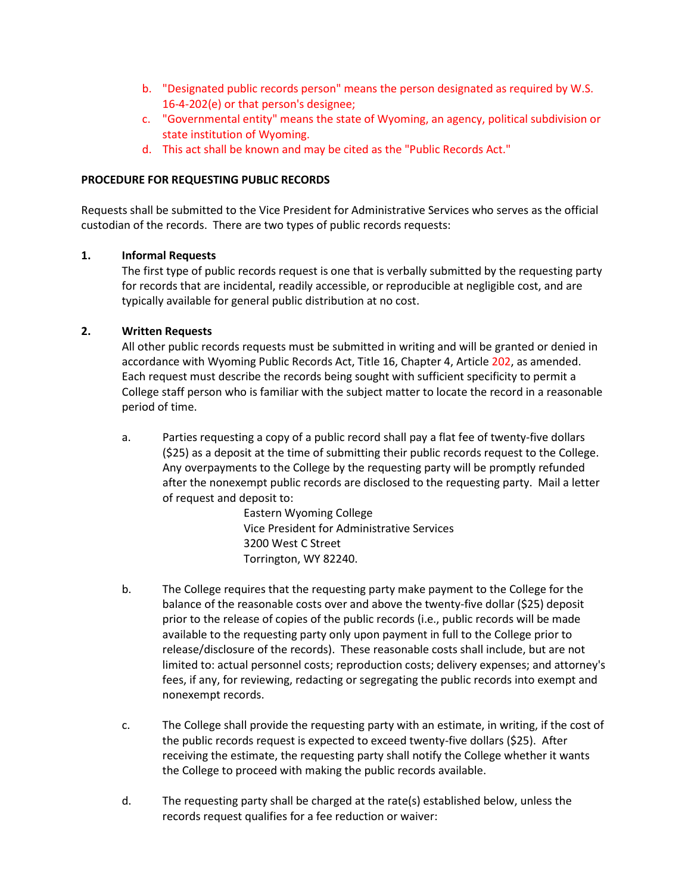b. "Designated public records person" means the person designated as required by W.S. 16-4-202(e) or that person's designee;
c. "Governmental entity" means the state of Wyoming, an agency, political subdivision or state institution of Wyoming.
d. This act shall be known and may be cited as the "Public Records Act."

**PROCEDURE FOR REQUESTING PUBLIC RECORDS**

Requests shall be submitted to the Vice President for Administrative Services who serves as the official custodian of the records. There are two types of public records requests:

**1. Informal Requests**

The first type of public records request is one that is verbally submitted by the requesting party for records that are incidental, readily accessible, or reproducible at negligible cost, and are typically available for general public distribution at no cost.

**2. Written Requests**

All other public records requests must be submitted in writing and will be granted or denied in accordance with Wyoming Public Records Act, Title 16, Chapter 4, Article 202, as amended. Each request must describe the records being sought with sufficient specificity to permit a College staff person who is familiar with the subject matter to locate the record in a reasonable period of time.

a. Parties requesting a copy of a public record shall pay a flat fee of twenty-five dollars ($25) as a deposit at the time of submitting their public records request to the College. Any overpayments to the College by the requesting party will be promptly refunded after the nonexempt public records are disclosed to the requesting party. Mail a letter of request and deposit to:

   Eastern Wyoming College
   Vice President for Administrative Services
   3200 West C Street
   Torrington, WY 82240.

b. The College requires that the requesting party make payment to the College for the balance of the reasonable costs over and above the twenty-five dollar ($25) deposit prior to the release of copies of the public records (i.e., public records will be made available to the requesting party only upon payment in full to the College prior to release/disclosure of the records). These reasonable costs shall include, but are not limited to: actual personnel costs; reproduction costs; delivery expenses; and attorney's fees, if any, for reviewing, redacting or segregating the public records into exempt and nonexempt records.

c. The College shall provide the requesting party with an estimate, in writing, if the cost of the public records request is expected to exceed twenty-five dollars ($25). After receiving the estimate, the requesting party shall notify the College whether it wants the College to proceed with making the public records available.

d. The requesting party shall be charged at the rate(s) established below, unless the records request qualifies for a fee reduction or waiver: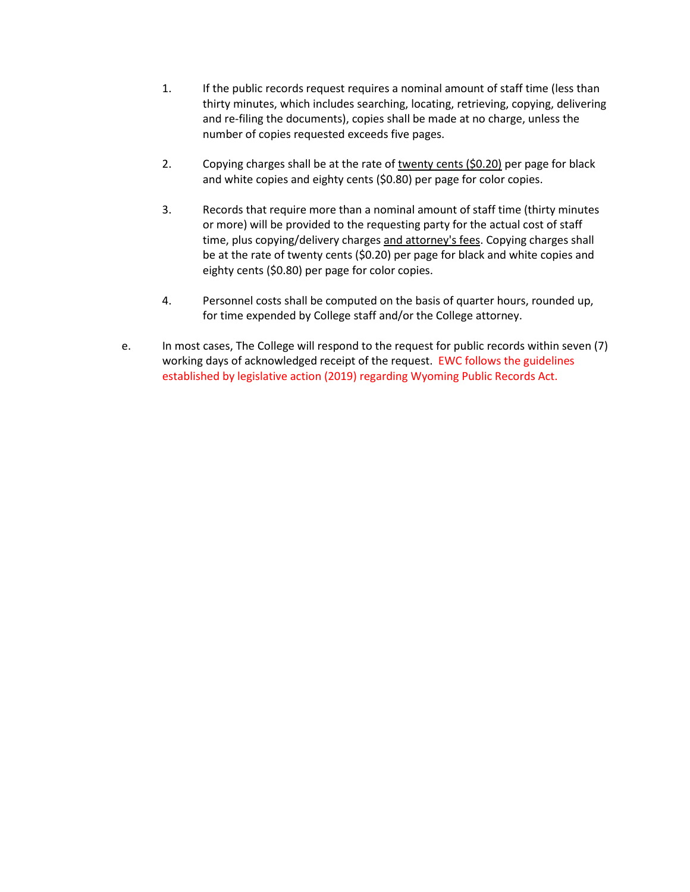1. If the public records request requires a nominal amount of staff time (less than thirty minutes, which includes searching, locating, retrieving, copying, delivering and re-filing the documents), copies shall be made at no charge, unless the number of copies requested exceeds five pages.

2. Copying charges shall be at the rate of <u>twenty cents ($0.20)</u> per page for black and white copies and eighty cents ($0.80) per page for color copies.

3. Records that require more than a nominal amount of staff time (thirty minutes or more) will be provided to the requesting party for the actual cost of staff time, plus copying/delivery charges <u>and attorney's fees</u>. Copying charges shall be at the rate of twenty cents ($0.20) per page for black and white copies and eighty cents ($0.80) per page for color copies.

4. Personnel costs shall be computed on the basis of quarter hours, rounded up, for time expended by College staff and/or the College attorney.

e. In most cases, The College will respond to the request for public records within seven (7) working days of acknowledged receipt of the request. EWC follows the guidelines established by legislative action (2019) regarding Wyoming Public Records Act.